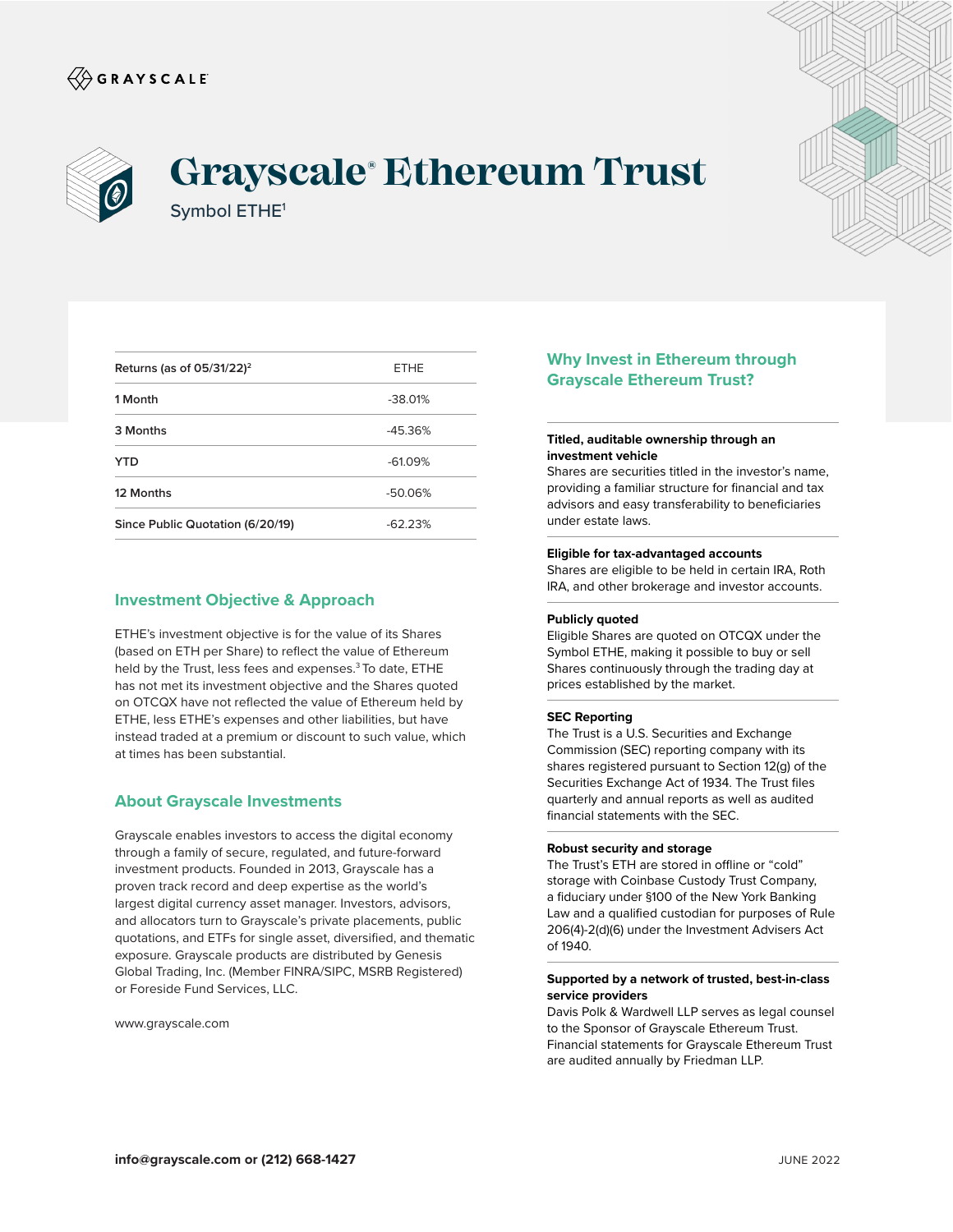GRAYSCALE

# Grayscale® Ethereum Trust

Symbol ETHE[1]

| Returns (as of 05/31/22)[2] | ETHE |
|---|---|
| 1 Month | -38.01% |
| 3 Months | -45.36% |
| YTD | -61.09% |
| 12 Months | -50.06% |
| Since Public Quotation (6/20/19) | -62.23% |

## Investment Objective & Approach

ETHE's investment objective is for the value of its Shares (based on ETH per Share) to reflect the value of Ethereum held by the Trust, less fees and expenses.[3] To date, ETHE has not met its investment objective and the Shares quoted on OTCQX have not reflected the value of Ethereum held by ETHE, less ETHE's expenses and other liabilities, but have instead traded at a premium or discount to such value, which at times has been substantial.

## About Grayscale Investments

Grayscale enables investors to access the digital economy through a family of secure, regulated, and future-forward investment products. Founded in 2013, Grayscale has a proven track record and deep expertise as the world's largest digital currency asset manager. Investors, advisors, and allocators turn to Grayscale's private placements, public quotations, and ETFs for single asset, diversified, and thematic exposure. Grayscale products are distributed by Genesis Global Trading, Inc. (Member FINRA/SIPC, MSRB Registered) or Foreside Fund Services, LLC.

www.grayscale.com

## Why Invest in Ethereum through Grayscale Ethereum Trust?

**Titled, auditable ownership through an investment vehicle**
Shares are securities titled in the investor's name, providing a familiar structure for financial and tax advisors and easy transferability to beneficiaries under estate laws.

**Eligible for tax-advantaged accounts**
Shares are eligible to be held in certain IRA, Roth IRA, and other brokerage and investor accounts.

**Publicly quoted**
Eligible Shares are quoted on OTCQX under the Symbol ETHE, making it possible to buy or sell Shares continuously through the trading day at prices established by the market.

**SEC Reporting**
The Trust is a U.S. Securities and Exchange Commission (SEC) reporting company with its shares registered pursuant to Section 12(g) of the Securities Exchange Act of 1934. The Trust files quarterly and annual reports as well as audited financial statements with the SEC.

**Robust security and storage**
The Trust's ETH are stored in offline or "cold" storage with Coinbase Custody Trust Company, a fiduciary under §100 of the New York Banking Law and a qualified custodian for purposes of Rule 206(4)-2(d)(6) under the Investment Advisers Act of 1940.

**Supported by a network of trusted, best-in-class service providers**
Davis Polk & Wardwell LLP serves as legal counsel to the Sponsor of Grayscale Ethereum Trust. Financial statements for Grayscale Ethereum Trust are audited annually by Friedman LLP.

**info@grayscale.com or (212) 668-1427**

JUNE 2022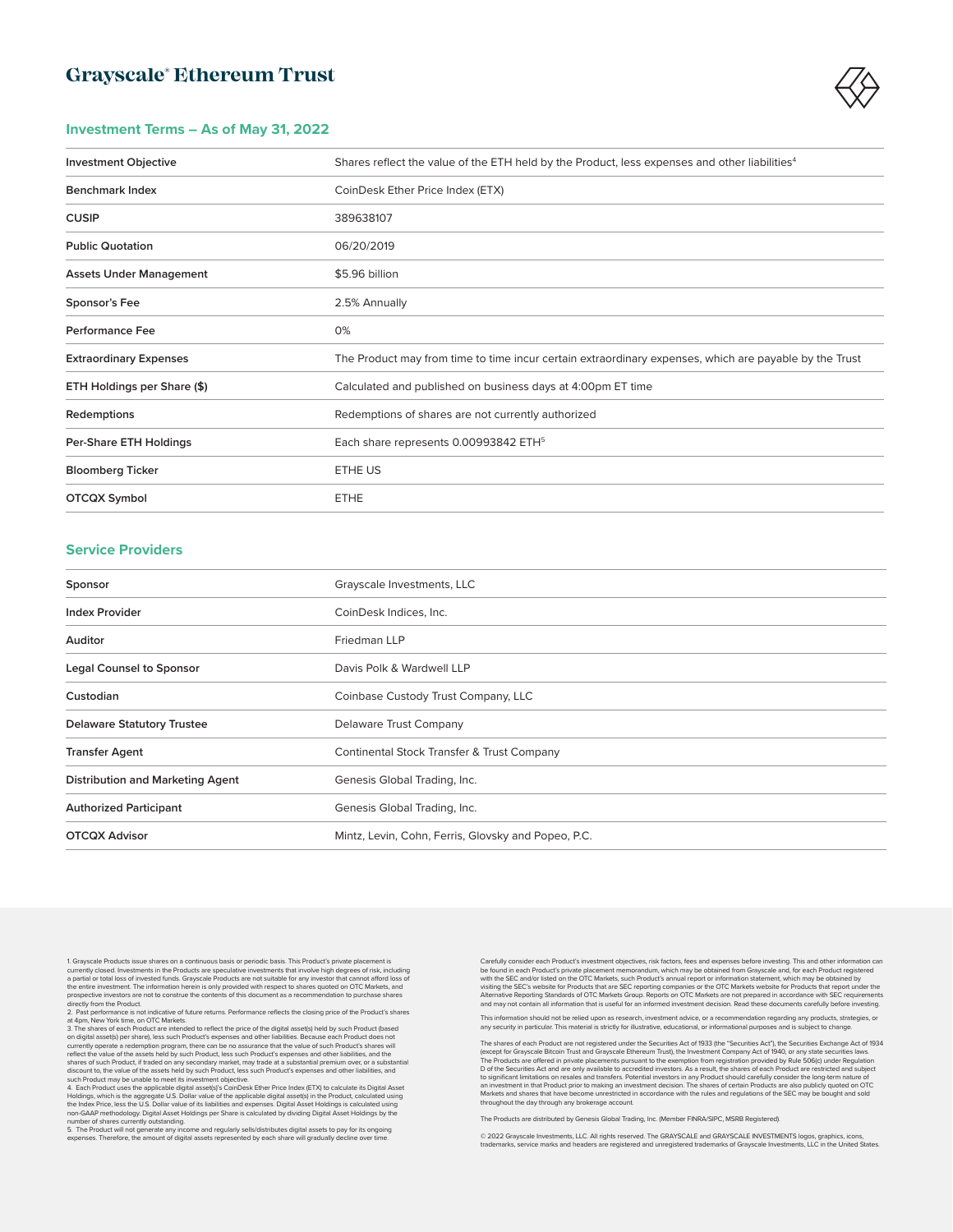# Grayscale® Ethereum Trust

## Investment Terms – As of May 31, 2022

| | |
|---|---|
| Investment Objective | Shares reflect the value of the ETH held by the Product, less expenses and other liabilities[4] |
| Benchmark Index | CoinDesk Ether Price Index (ETX) |
| CUSIP | 389638107 |
| Public Quotation | 06/20/2019 |
| Assets Under Management | $5.96 billion |
| Sponsor's Fee | 2.5% Annually |
| Performance Fee | 0% |
| Extraordinary Expenses | The Product may from time to time incur certain extraordinary expenses, which are payable by the Trust |
| ETH Holdings per Share ($) | Calculated and published on business days at 4:00pm ET time |
| Redemptions | Redemptions of shares are not currently authorized |
| Per-Share ETH Holdings | Each share represents 0.00993842 ETH[5] |
| Bloomberg Ticker | ETHE US |
| OTCQX Symbol | ETHE |

## Service Providers

| | |
|---|---|
| Sponsor | Grayscale Investments, LLC |
| Index Provider | CoinDesk Indices, Inc. |
| Auditor | Friedman LLP |
| Legal Counsel to Sponsor | Davis Polk & Wardwell LLP |
| Custodian | Coinbase Custody Trust Company, LLC |
| Delaware Statutory Trustee | Delaware Trust Company |
| Transfer Agent | Continental Stock Transfer & Trust Company |
| Distribution and Marketing Agent | Genesis Global Trading, Inc. |
| Authorized Participant | Genesis Global Trading, Inc. |
| OTCQX Advisor | Mintz, Levin, Cohn, Ferris, Glovsky and Popeo, P.C. |

1. Grayscale Products issue shares on a continuous basis or periodic basis. This Product's private placement is currently closed. Investments in the Products are speculative investments that involve high degrees of risk, including a partial or total loss of invested funds. Grayscale Products are not suitable for any investor that cannot afford loss of the entire investment. The information herein is only provided with respect to shares quoted on OTC Markets, and prospective investors are not to construe the contents of this document as a recommendation to purchase shares directly from the Product.
2. Past performance is not indicative of future returns. Performance reflects the closing price of the Product's shares at 4pm, New York time, on OTC Markets.
3. The shares of each Product are intended to reflect the price of the digital asset(s) held by such Product (based on digital asset(s) per share), less such Product's expenses and other liabilities. Because each Product does not currently operate a redemption program, there can be no assurance that the value of such Product's shares will reflect the value of the assets held by such Product, less such Product's expenses and other liabilities, and the shares of such Product, if traded on any secondary market, may trade at a substantial premium over, or a substantial discount to, the value of the assets held by such Product, less such Product's expenses and other liabilities, and such Product may be unable to meet its investment objective.
4. Each Product uses the applicable digital asset(s)'s CoinDesk Ether Price Index (ETX) to calculate its Digital Asset Holdings, which is the aggregate U.S. Dollar value of the applicable digital asset(s) in the Product, calculated using the Index Price, less the U.S. Dollar value of its liabilities and expenses. Digital Asset Holdings is calculated using non-GAAP methodology. Digital Asset Holdings per Share is calculated by dividing Digital Asset Holdings by the number of shares currently outstanding.
5. The Product will not generate any income and regularly sells/distributes digital assets to pay for its ongoing expenses. Therefore, the amount of digital assets represented by each share will gradually decline over time.

Carefully consider each Product's investment objectives, risk factors, fees and expenses before investing. This and other information can be found in each Product's private placement memorandum, which may be obtained from Grayscale and, for each Product registered with the SEC and/or listed on the OTC Markets, such Product's annual report or information statement, which may be obtained by visiting the SEC's website for Products that are SEC reporting companies or the OTC Markets website for Products that report under the Alternative Reporting Standards of OTC Markets Group. Reports on OTC Markets are not prepared in accordance with SEC requirements and may not contain all information that is useful for an informed investment decision. Read these documents carefully before investing.

This information should not be relied upon as research, investment advice, or a recommendation regarding any products, strategies, or any security in particular. This material is strictly for illustrative, educational, or informational purposes and is subject to change.

The shares of each Product are not registered under the Securities Act of 1933 (the "Securities Act"), the Securities Exchange Act of 1934 (except for Grayscale Bitcoin Trust and Grayscale Ethereum Trust), the Investment Company Act of 1940, or any state securities laws. The Products are offered in private placements pursuant to the exemption from registration provided by Rule 506(c) under Regulation D of the Securities Act and are only available to accredited investors. As a result, the shares of each Product are restricted and subject to significant limitations on resales and transfers. Potential investors in any Product should carefully consider the long-term nature of an investment in that Product prior to making an investment decision. The shares of certain Products are also publicly quoted on OTC Markets and shares that have become unrestricted in accordance with the rules and regulations of the SEC may be bought and sold throughout the day through any brokerage account.

The Products are distributed by Genesis Global Trading, Inc. (Member FINRA/SIPC, MSRB Registered).

© 2022 Grayscale Investments, LLC. All rights reserved. The GRAYSCALE and GRAYSCALE INVESTMENTS logos, graphics, icons, trademarks, service marks and headers are registered and unregistered trademarks of Grayscale Investments, LLC in the United States.